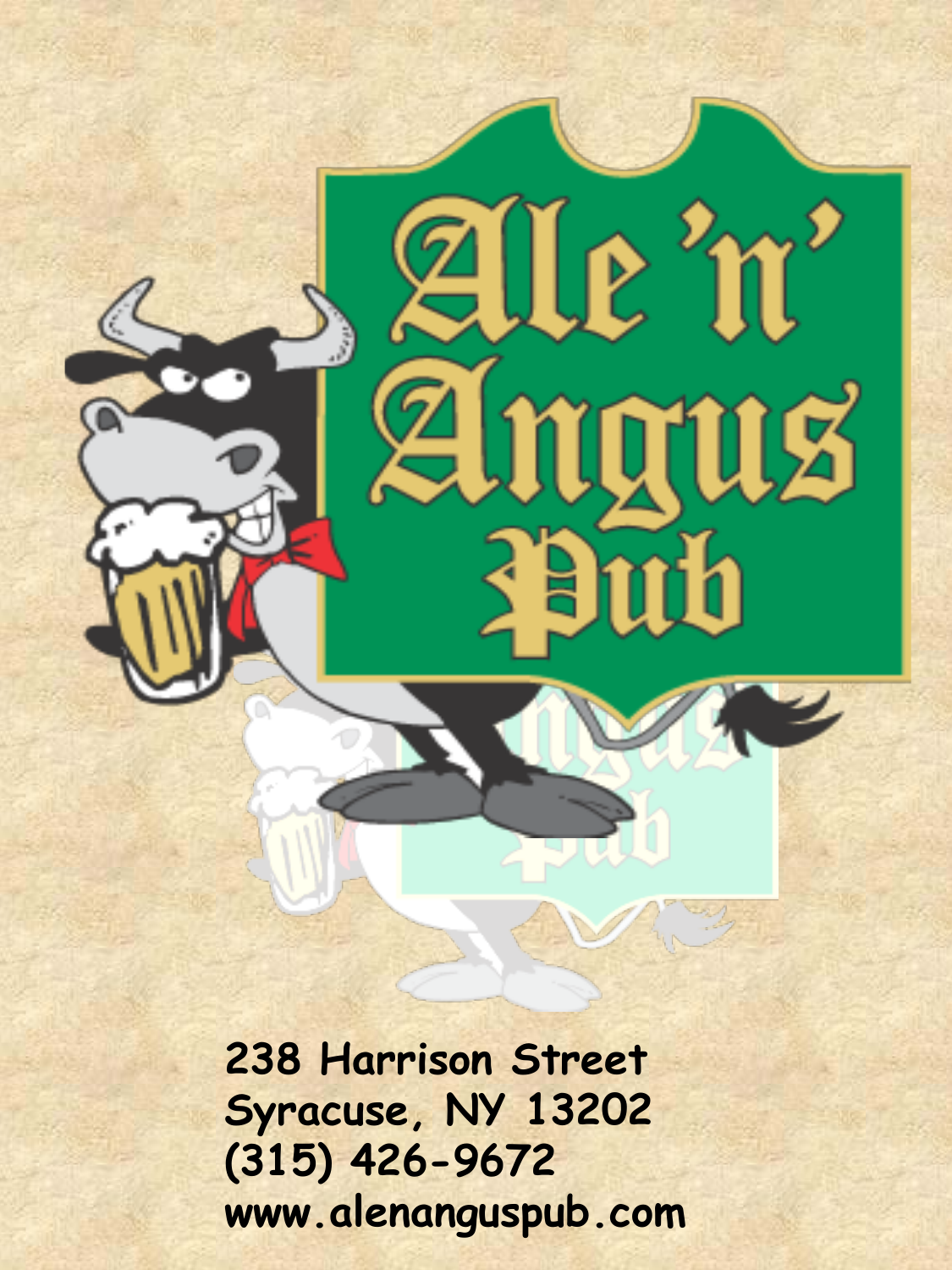# Ale 'n' Angus Pub

238 Harrison Street
Syracuse, NY 13202
(315) 426-9672
www.alenanguspub.com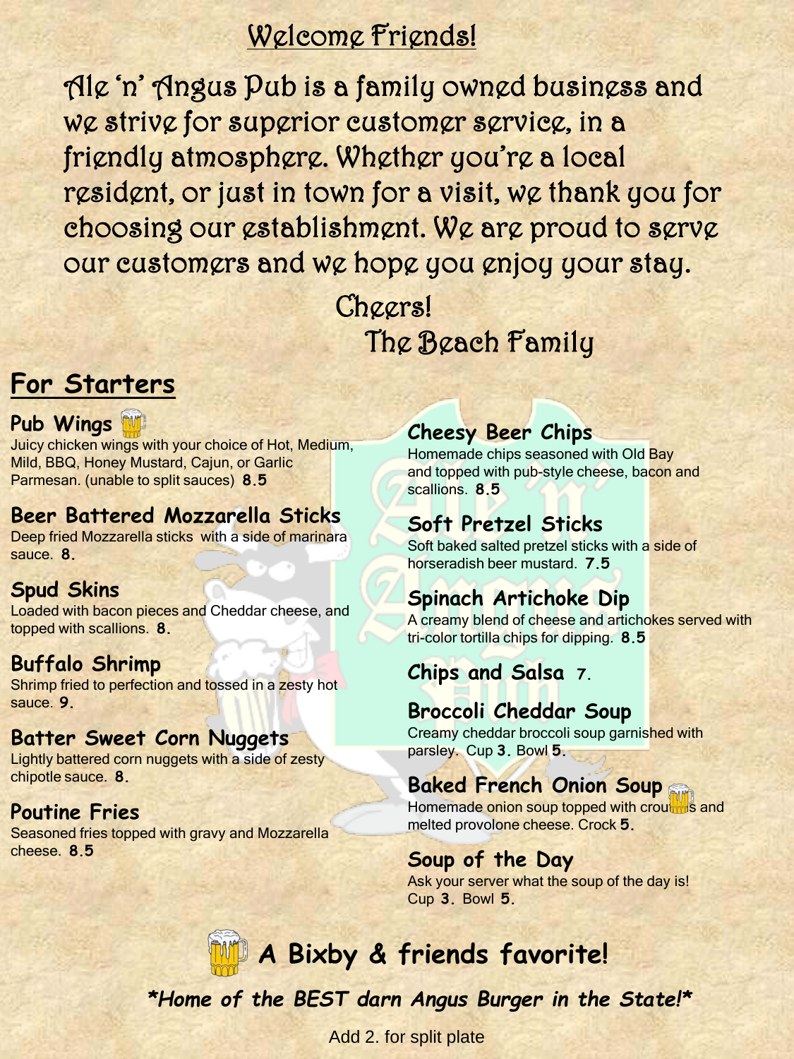## Welcome Friends!

Ale 'n' Angus Pub is a family owned business and we strive for superior customer service, in a friendly atmosphere. Whether you're a local resident, or just in town for a visit, we thank you for choosing our establishment. We are proud to serve our customers and we hope you enjoy your stay.

Cheers!
The Beach Family

## For Starters

### Pub Wings 🍺

Juicy chicken wings with your choice of Hot, Medium, Mild, BBQ, Honey Mustard, Cajun, or Garlic Parmesan. (unable to split sauces) **8.5**

### Beer Battered Mozzarella Sticks

Deep fried Mozzarella sticks with a side of marinara sauce. **8.**

### Spud Skins

Loaded with bacon pieces and Cheddar cheese, and topped with scallions. **8.**

### Buffalo Shrimp

Shrimp fried to perfection and tossed in a zesty hot sauce. **9.**

### Batter Sweet Corn Nuggets

Lightly battered corn nuggets with a side of zesty chipotle sauce. **8.**

### Poutine Fries

Seasoned fries topped with gravy and Mozzarella cheese. **8.5**

### Cheesy Beer Chips

Homemade chips seasoned with Old Bay and topped with pub-style cheese, bacon and scallions. **8.5**

### Soft Pretzel Sticks

Soft baked salted pretzel sticks with a side of horseradish beer mustard. **7.5**

### Spinach Artichoke Dip

A creamy blend of cheese and artichokes served with tri-color tortilla chips for dipping. **8.5**

### Chips and Salsa 7.

### Broccoli Cheddar Soup

Creamy cheddar broccoli soup garnished with parsley. Cup **3.** Bowl **5.**

### Baked French Onion Soup 🍺

Homemade onion soup topped with croutons and melted provolone cheese. Crock **5.**

### Soup of the Day

Ask your server what the soup of the day is! Cup **3.** Bowl **5.**

**🍺 A Bixby & friends favorite!**

***Home of the BEST darn Angus Burger in the State!***

Add 2. for split plate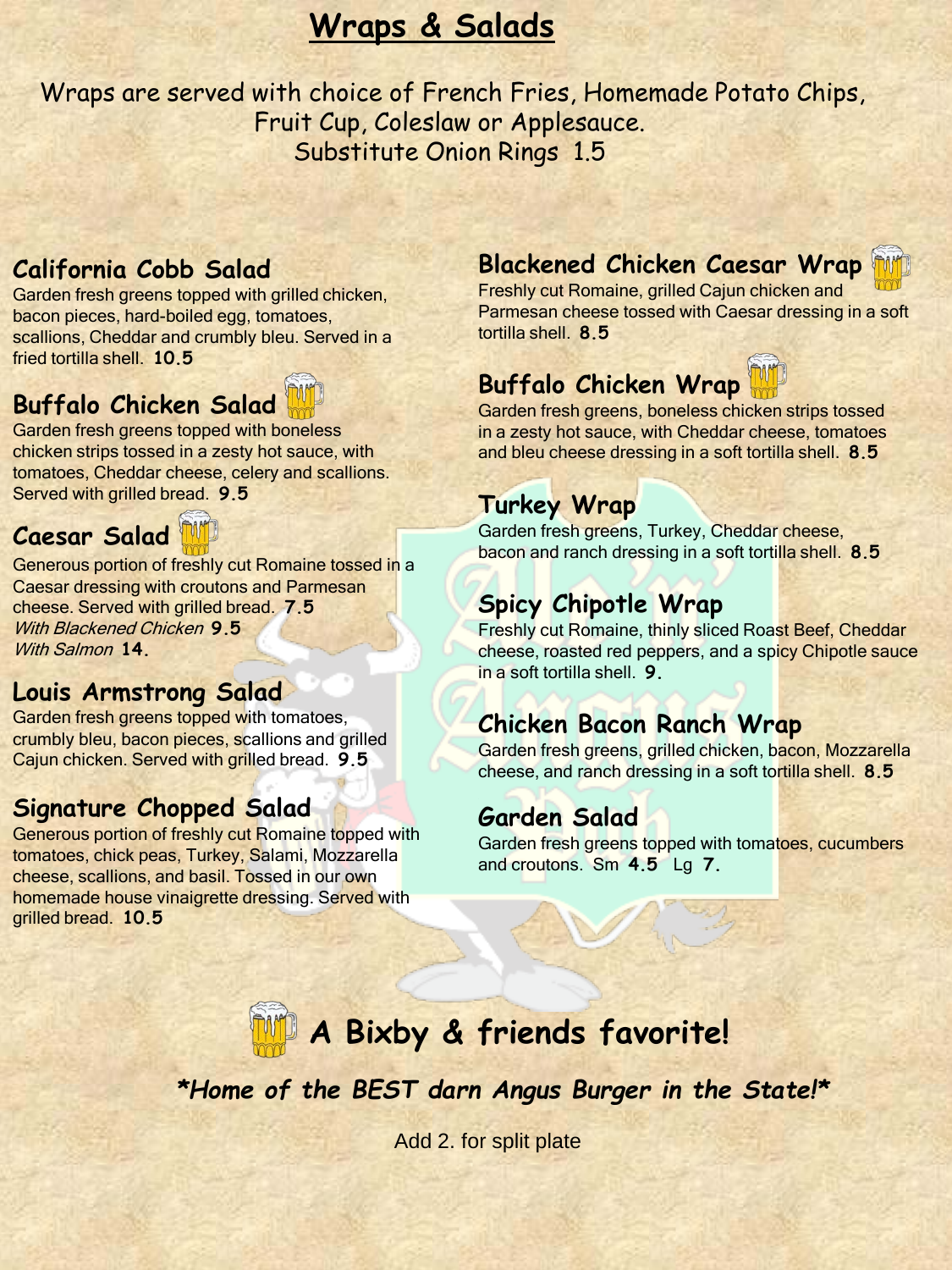# Wraps & Salads

Wraps are served with choice of French Fries, Homemade Potato Chips, Fruit Cup, Coleslaw or Applesauce.
Substitute Onion Rings 1.5

### California Cobb Salad

Garden fresh greens topped with grilled chicken, bacon pieces, hard-boiled egg, tomatoes, scallions, Cheddar and crumbly bleu. Served in a fried tortilla shell. **10.5**

### Buffalo Chicken Salad 🍺

Garden fresh greens topped with boneless chicken strips tossed in a zesty hot sauce, with tomatoes, Cheddar cheese, celery and scallions. Served with grilled bread. **9.5**

### Caesar Salad 🍺

Generous portion of freshly cut Romaine tossed in a Caesar dressing with croutons and Parmesan cheese. Served with grilled bread. **7.5**
*With Blackened Chicken* **9.5**
*With Salmon* **14.**

### Louis Armstrong Salad

Garden fresh greens topped with tomatoes, crumbly bleu, bacon pieces, scallions and grilled Cajun chicken. Served with grilled bread. **9.5**

### Signature Chopped Salad

Generous portion of freshly cut Romaine topped with tomatoes, chick peas, Turkey, Salami, Mozzarella cheese, scallions, and basil. Tossed in our own homemade house vinaigrette dressing. Served with grilled bread. **10.5**

### Blackened Chicken Caesar Wrap 🍺

Freshly cut Romaine, grilled Cajun chicken and Parmesan cheese tossed with Caesar dressing in a soft tortilla shell. **8.5**

### Buffalo Chicken Wrap 🍺

Garden fresh greens, boneless chicken strips tossed in a zesty hot sauce, with Cheddar cheese, tomatoes and bleu cheese dressing in a soft tortilla shell. **8.5**

### Turkey Wrap

Garden fresh greens, Turkey, Cheddar cheese, bacon and ranch dressing in a soft tortilla shell. **8.5**

### Spicy Chipotle Wrap

Freshly cut Romaine, thinly sliced Roast Beef, Cheddar cheese, roasted red peppers, and a spicy Chipotle sauce in a soft tortilla shell. **9.**

### Chicken Bacon Ranch Wrap

Garden fresh greens, grilled chicken, bacon, Mozzarella cheese, and ranch dressing in a soft tortilla shell. **8.5**

### Garden Salad

Garden fresh greens topped with tomatoes, cucumbers and croutons. Sm **4.5** Lg **7.**

## 🍺 A Bixby & friends favorite!

***Home of the BEST darn Angus Burger in the State!***

Add 2. for split plate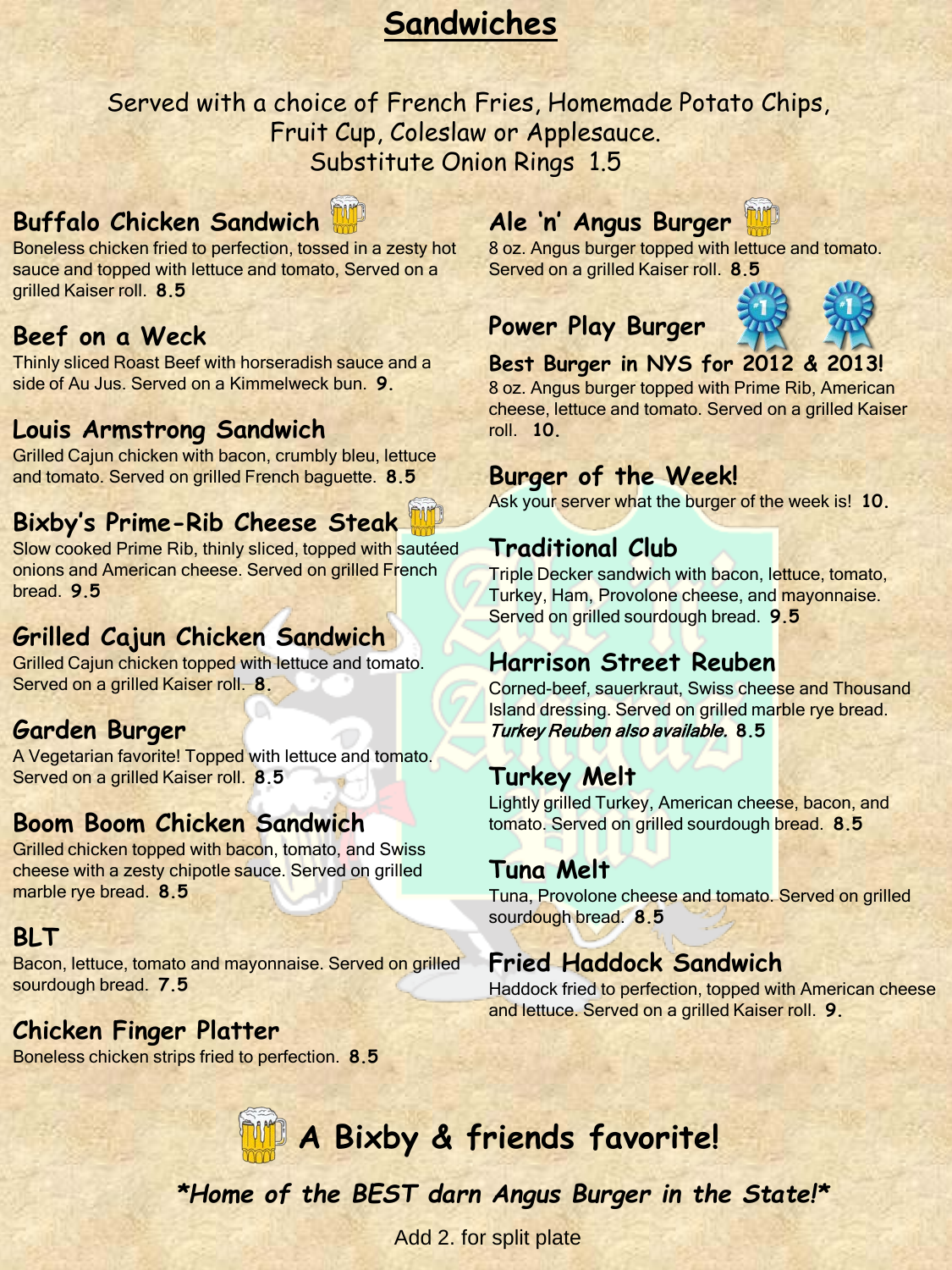# Sandwiches

Served with a choice of French Fries, Homemade Potato Chips, Fruit Cup, Coleslaw or Applesauce.
Substitute Onion Rings 1.5

### Buffalo Chicken Sandwich

Boneless chicken fried to perfection, tossed in a zesty hot sauce and topped with lettuce and tomato, Served on a grilled Kaiser roll. **8.5**

### Beef on a Weck

Thinly sliced Roast Beef with horseradish sauce and a side of Au Jus. Served on a Kimmelweck bun. **9.**

### Louis Armstrong Sandwich

Grilled Cajun chicken with bacon, crumbly bleu, lettuce and tomato. Served on grilled French baguette. **8.5**

### Bixby's Prime-Rib Cheese Steak

Slow cooked Prime Rib, thinly sliced, topped with sautéed onions and American cheese. Served on grilled French bread. **9.5**

### Grilled Cajun Chicken Sandwich

Grilled Cajun chicken topped with lettuce and tomato. Served on a grilled Kaiser roll. **8.**

### Garden Burger

A Vegetarian favorite! Topped with lettuce and tomato. Served on a grilled Kaiser roll. **8.5**

### Boom Boom Chicken Sandwich

Grilled chicken topped with bacon, tomato, and Swiss cheese with a zesty chipotle sauce. Served on grilled marble rye bread. **8.5**

### BLT

Bacon, lettuce, tomato and mayonnaise. Served on grilled sourdough bread. **7.5**

### Chicken Finger Platter

Boneless chicken strips fried to perfection. **8.5**

### Ale 'n' Angus Burger

8 oz. Angus burger topped with lettuce and tomato. Served on a grilled Kaiser roll. **8.5**

### Power Play Burger

**Best Burger in NYS for 2012 & 2013!**

8 oz. Angus burger topped with Prime Rib, American cheese, lettuce and tomato. Served on a grilled Kaiser roll. **10.**

### Burger of the Week!

Ask your server what the burger of the week is! **10.**

### Traditional Club

Triple Decker sandwich with bacon, lettuce, tomato, Turkey, Ham, Provolone cheese, and mayonnaise. Served on grilled sourdough bread. **9.5**

### Harrison Street Reuben

Corned-beef, sauerkraut, Swiss cheese and Thousand Island dressing. Served on grilled marble rye bread. *Turkey Reuben also available.* **8.5**

### Turkey Melt

Lightly grilled Turkey, American cheese, bacon, and tomato. Served on grilled sourdough bread. **8.5**

### Tuna Melt

Tuna, Provolone cheese and tomato. Served on grilled sourdough bread. **8.5**

### Fried Haddock Sandwich

Haddock fried to perfection, topped with American cheese and lettuce. Served on a grilled Kaiser roll. **9.**

## A Bixby & friends favorite!

***Home of the BEST darn Angus Burger in the State!***

Add 2. for split plate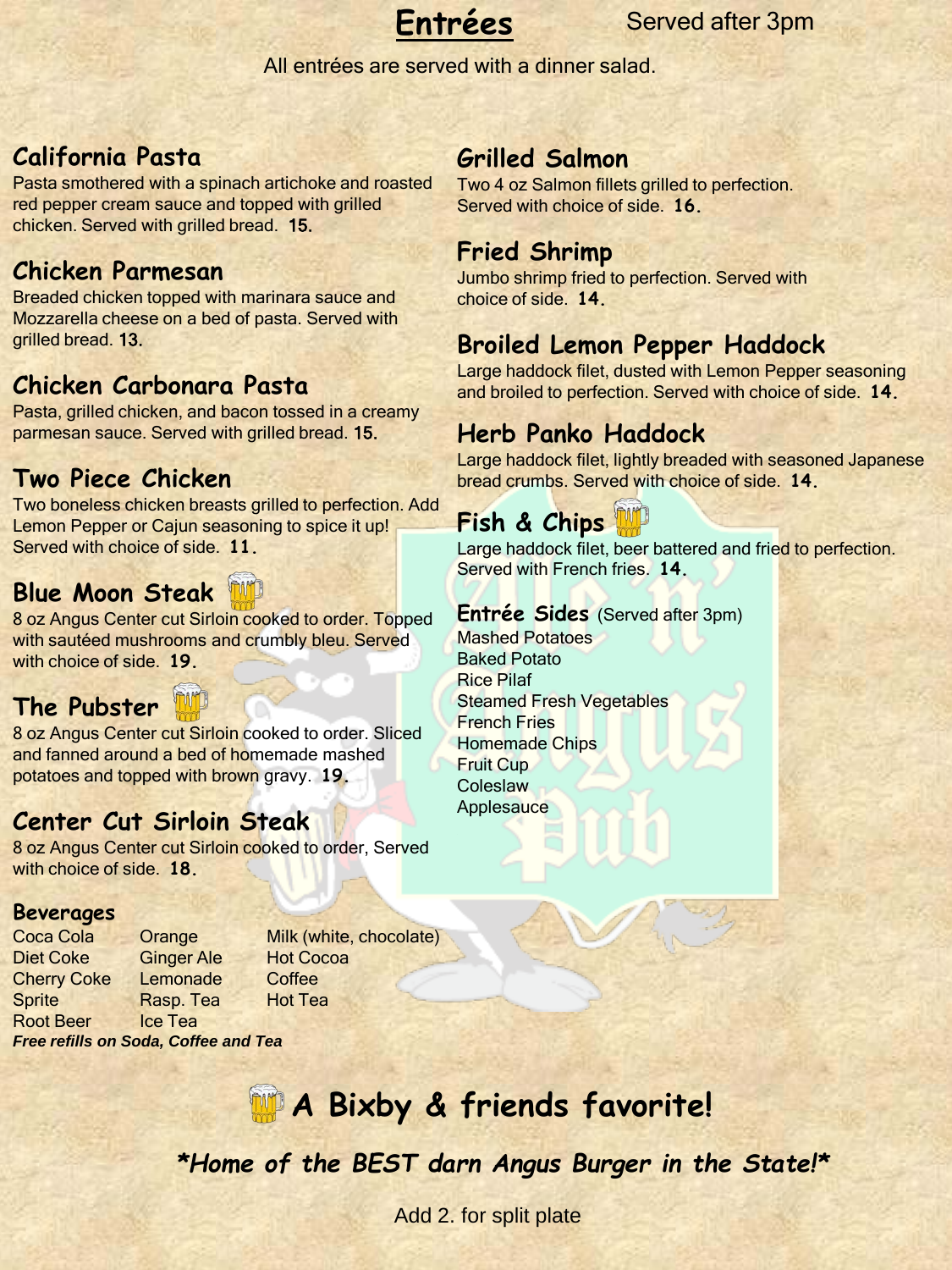# Entrées

Served after 3pm

All entrées are served with a dinner salad.

### California Pasta

Pasta smothered with a spinach artichoke and roasted red pepper cream sauce and topped with grilled chicken. Served with grilled bread. **15.**

### Chicken Parmesan

Breaded chicken topped with marinara sauce and Mozzarella cheese on a bed of pasta. Served with grilled bread. **13.**

### Chicken Carbonara Pasta

Pasta, grilled chicken, and bacon tossed in a creamy parmesan sauce. Served with grilled bread. **15.**

### Two Piece Chicken

Two boneless chicken breasts grilled to perfection. Add Lemon Pepper or Cajun seasoning to spice it up! Served with choice of side. **11.**

### Blue Moon Steak

8 oz Angus Center cut Sirloin cooked to order. Topped with sautéed mushrooms and crumbly bleu. Served with choice of side. **19.**

### The Pubster

8 oz Angus Center cut Sirloin cooked to order. Sliced and fanned around a bed of homemade mashed potatoes and topped with brown gravy. **19.**

### Center Cut Sirloin Steak

8 oz Angus Center cut Sirloin cooked to order, Served with choice of side. **18.**

### Grilled Salmon

Two 4 oz Salmon fillets grilled to perfection. Served with choice of side. **16.**

### Fried Shrimp

Jumbo shrimp fried to perfection. Served with choice of side. **14.**

### Broiled Lemon Pepper Haddock

Large haddock filet, dusted with Lemon Pepper seasoning and broiled to perfection. Served with choice of side. **14.**

### Herb Panko Haddock

Large haddock filet, lightly breaded with seasoned Japanese bread crumbs. Served with choice of side. **14.**

### Fish & Chips

Large haddock filet, beer battered and fried to perfection. Served with French fries. **14.**

### Entrée Sides (Served after 3pm)

- Mashed Potatoes
- Baked Potato
- Rice Pilaf
- Steamed Fresh Vegetables
- French Fries
- Homemade Chips
- Fruit Cup
- Coleslaw
- Applesauce

### Beverages

- Coca Cola
- Diet Coke
- Cherry Coke
- Sprite
- Root Beer
- Orange
- Ginger Ale
- Lemonade
- Rasp. Tea
- Ice Tea
- Milk (white, chocolate)
- Hot Cocoa
- Coffee
- Hot Tea

***Free refills on Soda, Coffee and Tea***

## A Bixby & friends favorite!

***\*Home of the BEST darn Angus Burger in the State!\****

Add 2. for split plate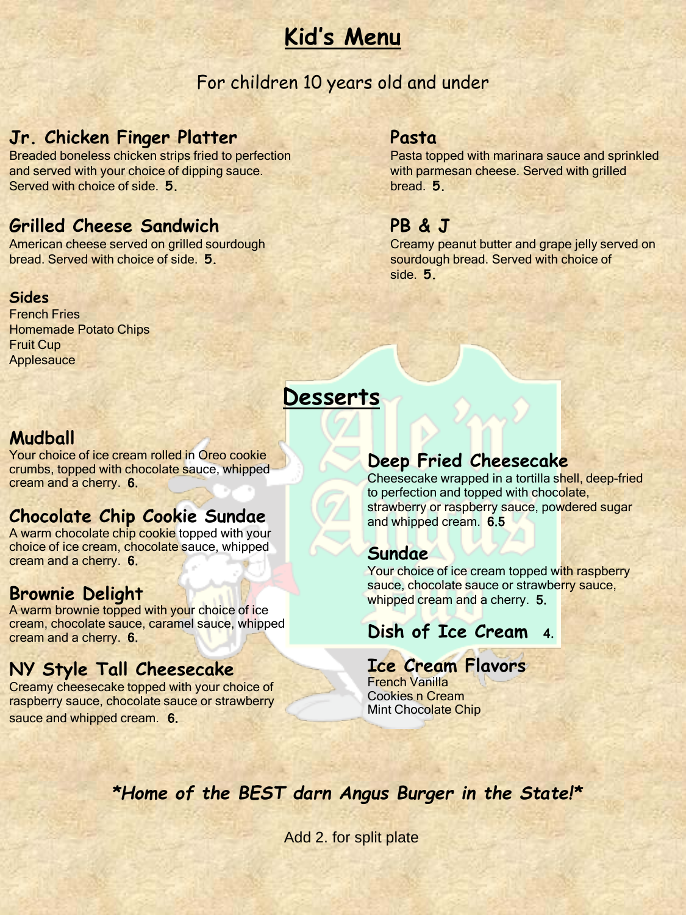# Kid's Menu

For children 10 years old and under

### Jr. Chicken Finger Platter

Breaded boneless chicken strips fried to perfection and served with your choice of dipping sauce. Served with choice of side. **5.**

### Grilled Cheese Sandwich

American cheese served on grilled sourdough bread. Served with choice of side. **5.**

### Sides

French Fries
Homemade Potato Chips
Fruit Cup
Applesauce

### Pasta

Pasta topped with marinara sauce and sprinkled with parmesan cheese. Served with grilled bread. **5.**

### PB & J

Creamy peanut butter and grape jelly served on sourdough bread. Served with choice of side. **5.**

# Desserts

### Mudball

Your choice of ice cream rolled in Oreo cookie crumbs, topped with chocolate sauce, whipped cream and a cherry. **6.**

### Chocolate Chip Cookie Sundae

A warm chocolate chip cookie topped with your choice of ice cream, chocolate sauce, whipped cream and a cherry. **6.**

### Brownie Delight

A warm brownie topped with your choice of ice cream, chocolate sauce, caramel sauce, whipped cream and a cherry. **6.**

### NY Style Tall Cheesecake

Creamy cheesecake topped with your choice of raspberry sauce, chocolate sauce or strawberry sauce and whipped cream. **6.**

### Deep Fried Cheesecake

Cheesecake wrapped in a tortilla shell, deep-fried to perfection and topped with chocolate, strawberry or raspberry sauce, powdered sugar and whipped cream. **6.5**

### Sundae

Your choice of ice cream topped with raspberry sauce, chocolate sauce or strawberry sauce, whipped cream and a cherry. **5.**

### Dish of Ice Cream 4.

### Ice Cream Flavors

French Vanilla
Cookies n Cream
Mint Chocolate Chip

***Home of the BEST darn Angus Burger in the State!***

Add 2. for split plate